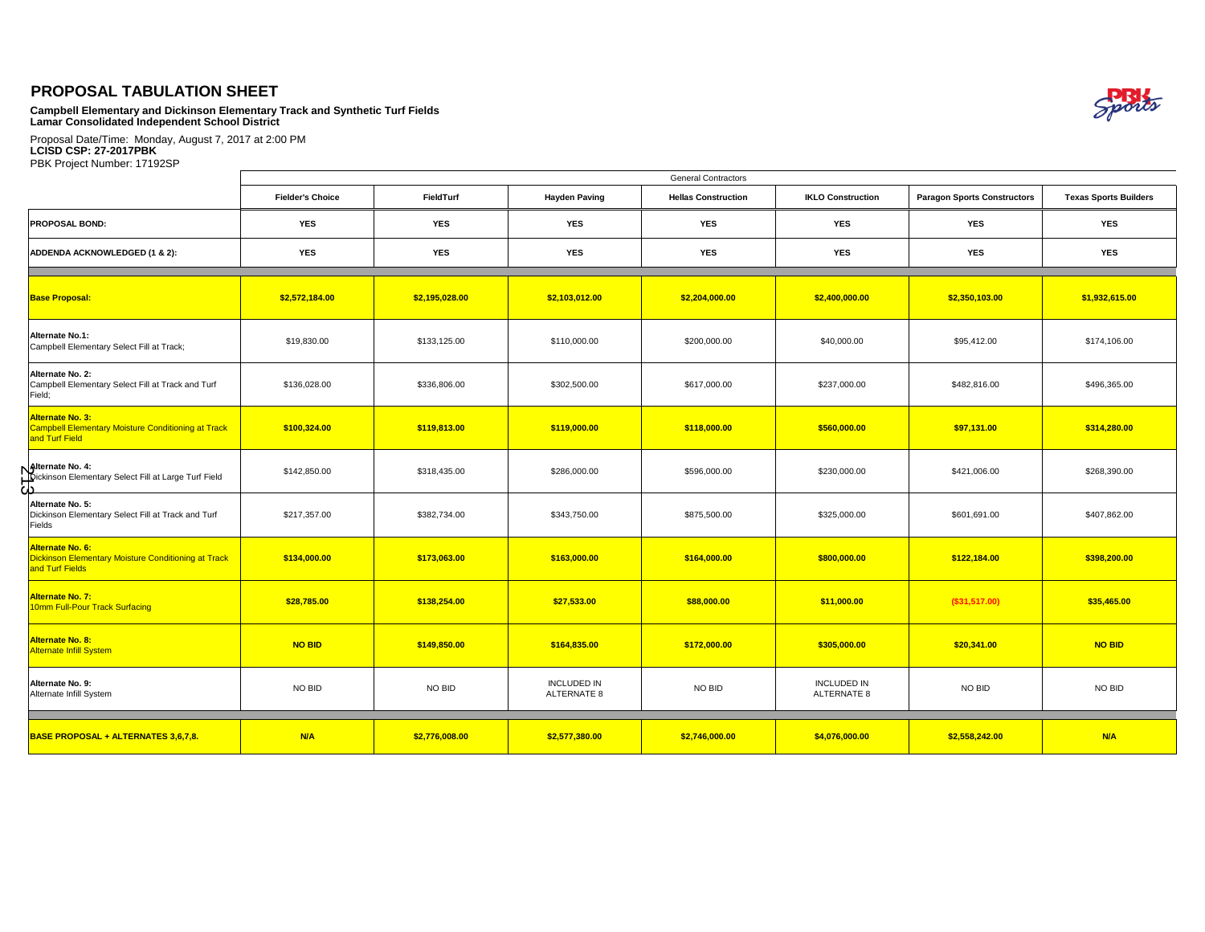# PROPOSAL TABULATION SHEET

**Campbell Elementary and Dickinson Elementary Track and Synthetic Turf Fields**
**Lamar Consolidated Independent School District**

Proposal Date/Time: Monday, August 7, 2017 at 2:00 PM
**LCISD CSP: 27-2017PBK**
PBK Project Number: 17192SP

| | General Contractors | | | | | | |
|---|---|---|---|---|---|---|---|
| | **Fielder's Choice** | **FieldTurf** | **Hayden Paving** | **Hellas Construction** | **IKLO Construction** | **Paragon Sports Constructors** | **Texas Sports Builders** |
| **PROPOSAL BOND:** | **YES** | **YES** | **YES** | **YES** | **YES** | **YES** | **YES** |
| **ADDENDA ACKNOWLEDGED (1 & 2):** | **YES** | **YES** | **YES** | **YES** | **YES** | **YES** | **YES** |
| **Base Proposal:** | **$2,572,184.00** | **$2,195,028.00** | **$2,103,012.00** | **$2,204,000.00** | **$2,400,000.00** | **$2,350,103.00** | **$1,932,615.00** |
| **Alternate No.1:** Campbell Elementary Select Fill at Track; | $19,830.00 | $133,125.00 | $110,000.00 | $200,000.00 | $40,000.00 | $95,412.00 | $174,106.00 |
| **Alternate No. 2:** Campbell Elementary Select Fill at Track and Turf Field; | $136,028.00 | $336,806.00 | $302,500.00 | $617,000.00 | $237,000.00 | $482,816.00 | $496,365.00 |
| **Alternate No. 3:** Campbell Elementary Moisture Conditioning at Track and Turf Field | **$100,324.00** | **$119,813.00** | **$119,000.00** | **$118,000.00** | **$560,000.00** | **$97,131.00** | **$314,280.00** |
| **Alternate No. 4:** Dickinson Elementary Select Fill at Large Turf Field | $142,850.00 | $318,435.00 | $286,000.00 | $596,000.00 | $230,000.00 | $421,006.00 | $268,390.00 |
| **Alternate No. 5:** Dickinson Elementary Select Fill at Track and Turf Fields | $217,357.00 | $382,734.00 | $343,750.00 | $875,500.00 | $325,000.00 | $601,691.00 | $407,862.00 |
| **Alternate No. 6:** Dickinson Elementary Moisture Conditioning at Track and Turf Fields | **$134,000.00** | **$173,063.00** | **$163,000.00** | **$164,000.00** | **$800,000.00** | **$122,184.00** | **$398,200.00** |
| **Alternate No. 7:** 10mm Full-Pour Track Surfacing | **$28,785.00** | **$138,254.00** | **$27,533.00** | **$88,000.00** | **$11,000.00** | **($31,517.00)** | **$35,465.00** |
| **Alternate No. 8:** Alternate Infill System | **NO BID** | **$149,850.00** | **$164,835.00** | **$172,000.00** | **$305,000.00** | **$20,341.00** | **NO BID** |
| **Alternate No. 9:** Alternate Infill System | NO BID | NO BID | INCLUDED IN ALTERNATE 8 | NO BID | INCLUDED IN ALTERNATE 8 | NO BID | NO BID |
| **BASE PROPOSAL + ALTERNATES 3,6,7,8.** | **N/A** | **$2,776,008.00** | **$2,577,380.00** | **$2,746,000.00** | **$4,076,000.00** | **$2,558,242.00** | **N/A** |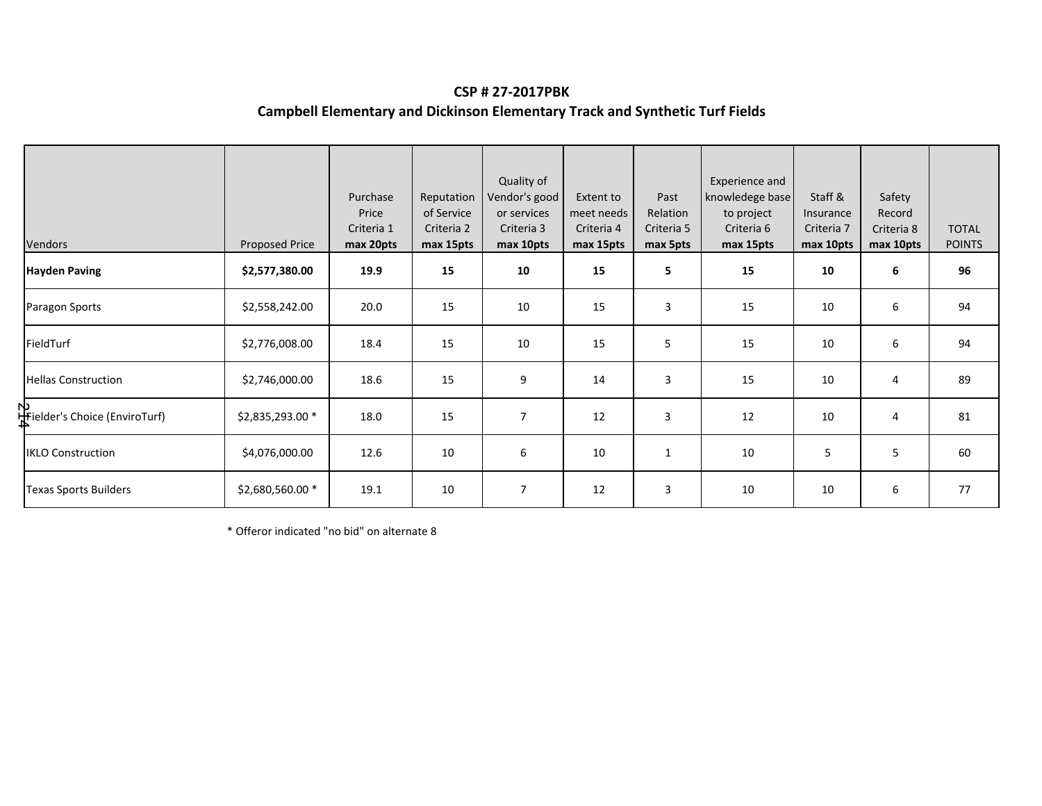**CSP # 27-2017PBK**

**Campbell Elementary and Dickinson Elementary Track and Synthetic Turf Fields**

| Vendors | Proposed Price | Purchase Price Criteria 1 **max 20pts** | Reputation of Service Criteria 2 **max 15pts** | Quality of Vendor's good or services Criteria 3 **max 10pts** | Extent to meet needs Criteria 4 **max 15pts** | Past Relation Criteria 5 **max 5pts** | Experience and knowledege base to project Criteria 6 **max 15pts** | Staff & Insurance Criteria 7 **max 10pts** | Safety Record Criteria 8 **max 10pts** | TOTAL POINTS |
|---|---|---|---|---|---|---|---|---|---|---|
| **Hayden Paving** | **$2,577,380.00** | **19.9** | **15** | **10** | **15** | **5** | **15** | **10** | **6** | **96** |
| Paragon Sports | $2,558,242.00 | 20.0 | 15 | 10 | 15 | 3 | 15 | 10 | 6 | 94 |
| FieldTurf | $2,776,008.00 | 18.4 | 15 | 10 | 15 | 5 | 15 | 10 | 6 | 94 |
| Hellas Construction | $2,746,000.00 | 18.6 | 15 | 9 | 14 | 3 | 15 | 10 | 4 | 89 |
| Fielder's Choice (EnviroTurf) | $2,835,293.00 * | 18.0 | 15 | 7 | 12 | 3 | 12 | 10 | 4 | 81 |
| IKLO Construction | $4,076,000.00 | 12.6 | 10 | 6 | 10 | 1 | 10 | 5 | 5 | 60 |
| Texas Sports Builders | $2,680,560.00 * | 19.1 | 10 | 7 | 12 | 3 | 10 | 10 | 6 | 77 |

* Offeror indicated "no bid" on alternate 8